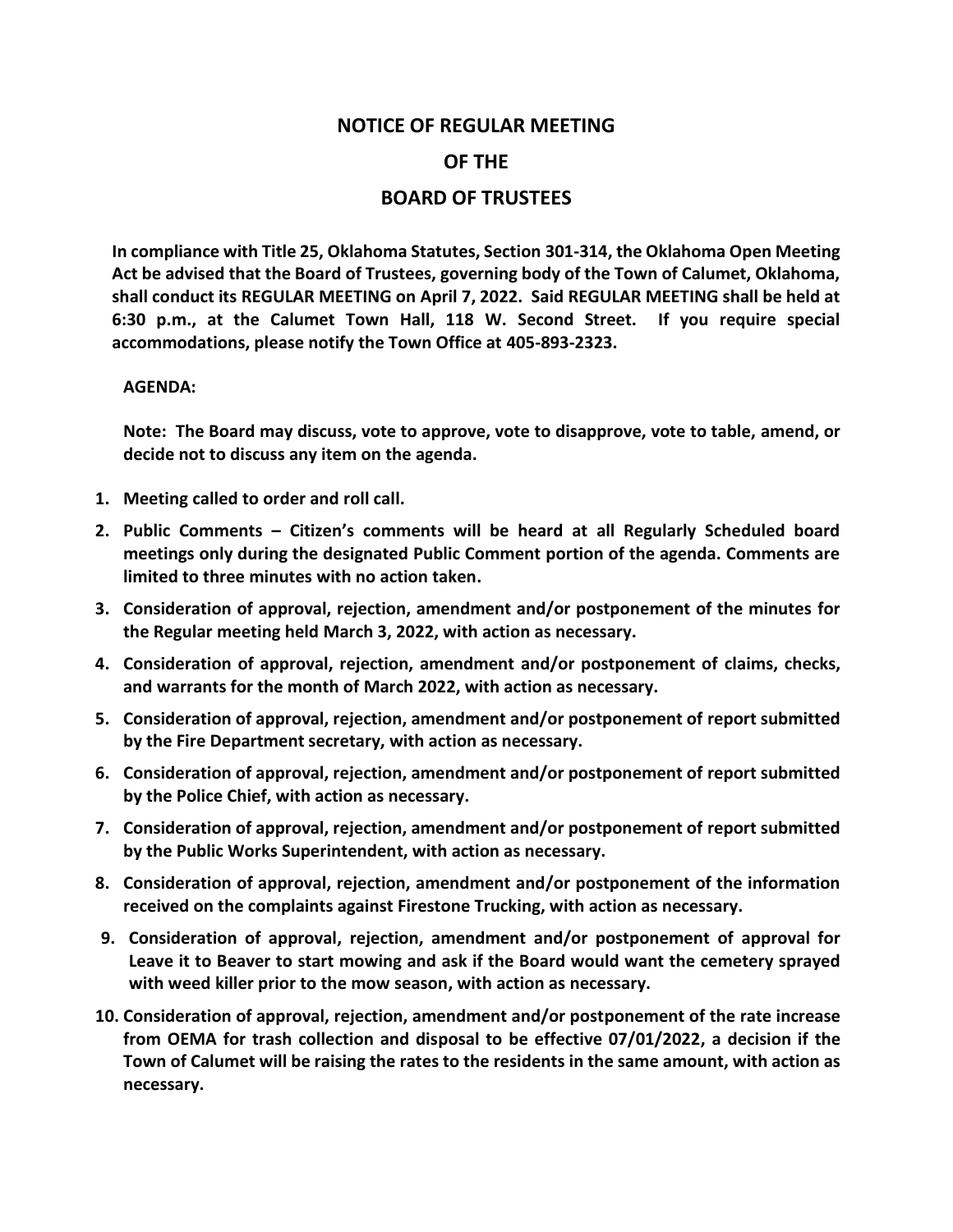# NOTICE OF REGULAR MEETING

# OF THE

# BOARD OF TRUSTEES

**In compliance with Title 25, Oklahoma Statutes, Section 301-314, the Oklahoma Open Meeting Act be advised that the Board of Trustees, governing body of the Town of Calumet, Oklahoma, shall conduct its REGULAR MEETING on April 7, 2022. Said REGULAR MEETING shall be held at 6:30 p.m., at the Calumet Town Hall, 118 W. Second Street. If you require special accommodations, please notify the Town Office at 405-893-2323.**

**AGENDA:**

**Note: The Board may discuss, vote to approve, vote to disapprove, vote to table, amend, or decide not to discuss any item on the agenda.**

1. **Meeting called to order and roll call.**
2. **Public Comments – Citizen's comments will be heard at all Regularly Scheduled board meetings only during the designated Public Comment portion of the agenda. Comments are limited to three minutes with no action taken.**
3. **Consideration of approval, rejection, amendment and/or postponement of the minutes for the Regular meeting held March 3, 2022, with action as necessary.**
4. **Consideration of approval, rejection, amendment and/or postponement of claims, checks, and warrants for the month of March 2022, with action as necessary.**
5. **Consideration of approval, rejection, amendment and/or postponement of report submitted by the Fire Department secretary, with action as necessary.**
6. **Consideration of approval, rejection, amendment and/or postponement of report submitted by the Police Chief, with action as necessary.**
7. **Consideration of approval, rejection, amendment and/or postponement of report submitted by the Public Works Superintendent, with action as necessary.**
8. **Consideration of approval, rejection, amendment and/or postponement of the information received on the complaints against Firestone Trucking, with action as necessary.**
9. **Consideration of approval, rejection, amendment and/or postponement of approval for Leave it to Beaver to start mowing and ask if the Board would want the cemetery sprayed with weed killer prior to the mow season, with action as necessary.**
10. **Consideration of approval, rejection, amendment and/or postponement of the rate increase from OEMA for trash collection and disposal to be effective 07/01/2022, a decision if the Town of Calumet will be raising the rates to the residents in the same amount, with action as necessary.**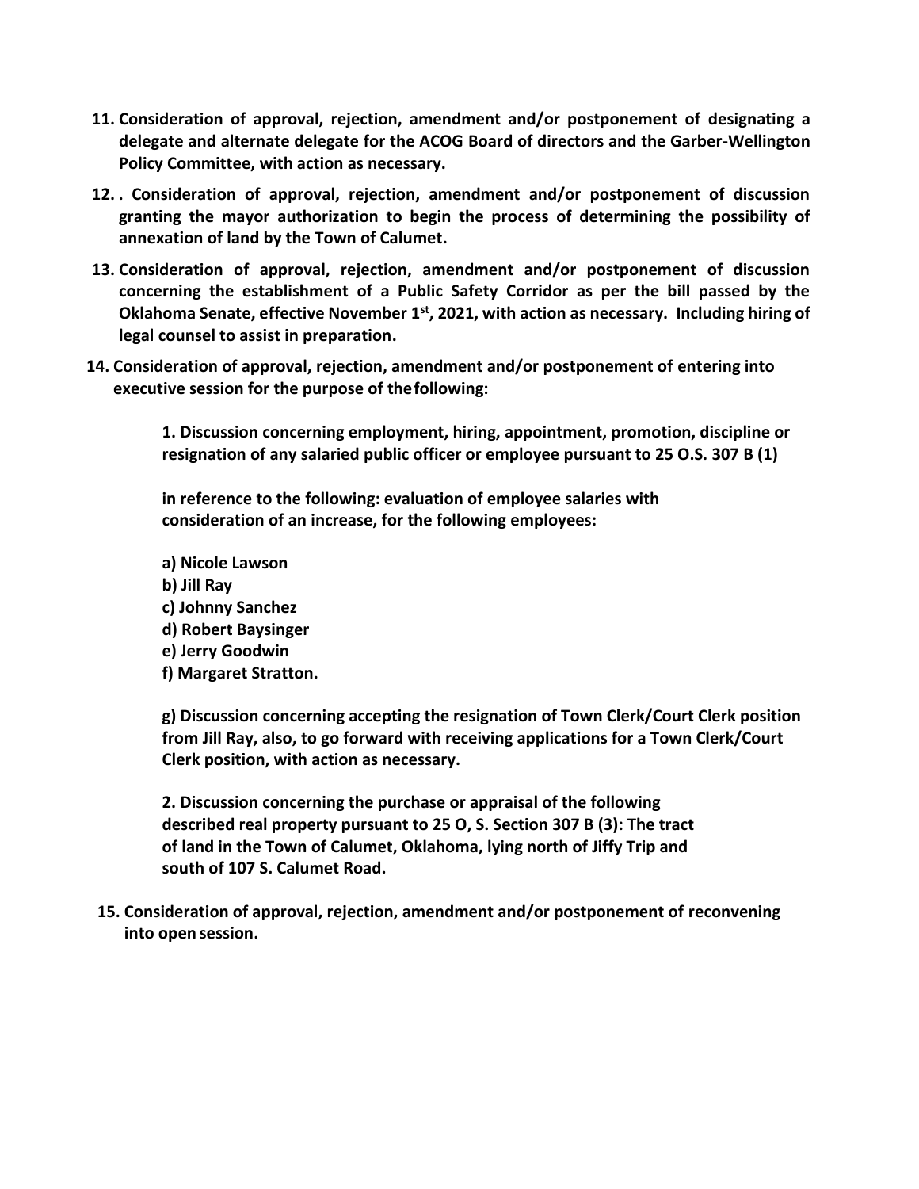**11. Consideration of approval, rejection, amendment and/or postponement of designating a delegate and alternate delegate for the ACOG Board of directors and the Garber-Wellington Policy Committee, with action as necessary.**

**12. . Consideration of approval, rejection, amendment and/or postponement of discussion granting the mayor authorization to begin the process of determining the possibility of annexation of land by the Town of Calumet.**

**13. Consideration of approval, rejection, amendment and/or postponement of discussion concerning the establishment of a Public Safety Corridor as per the bill passed by the Oklahoma Senate, effective November 1st, 2021, with action as necessary. Including hiring of legal counsel to assist in preparation.**

**14. Consideration of approval, rejection, amendment and/or postponement of entering into executive session for the purpose of the following:**

> **1. Discussion concerning employment, hiring, appointment, promotion, discipline or resignation of any salaried public officer or employee pursuant to 25 O.S. 307 B (1)**
>
> **in reference to the following: evaluation of employee salaries with consideration of an increase, for the following employees:**
>
> **a) Nicole Lawson**
> **b) Jill Ray**
> **c) Johnny Sanchez**
> **d) Robert Baysinger**
> **e) Jerry Goodwin**
> **f) Margaret Stratton.**
>
> **g) Discussion concerning accepting the resignation of Town Clerk/Court Clerk position from Jill Ray, also, to go forward with receiving applications for a Town Clerk/Court Clerk position, with action as necessary.**
>
> **2. Discussion concerning the purchase or appraisal of the following described real property pursuant to 25 O, S. Section 307 B (3): The tract of land in the Town of Calumet, Oklahoma, lying north of Jiffy Trip and south of 107 S. Calumet Road.**

**15. Consideration of approval, rejection, amendment and/or postponement of reconvening into open session.**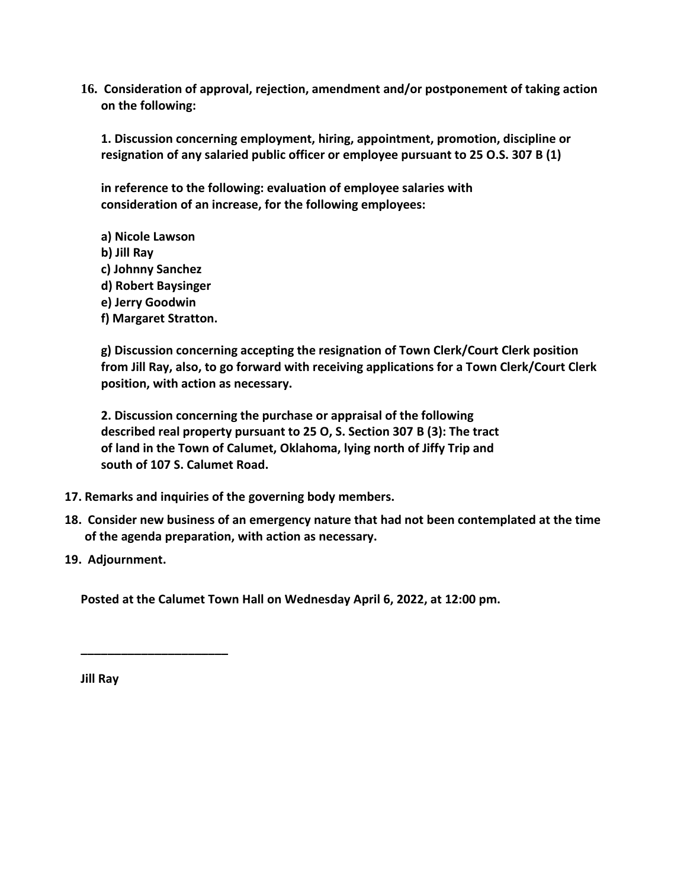**16. Consideration of approval, rejection, amendment and/or postponement of taking action on the following:**

**1. Discussion concerning employment, hiring, appointment, promotion, discipline or resignation of any salaried public officer or employee pursuant to 25 O.S. 307 B (1)**

**in reference to the following: evaluation of employee salaries with consideration of an increase, for the following employees:**

**a) Nicole Lawson**
**b) Jill Ray**
**c) Johnny Sanchez**
**d) Robert Baysinger**
**e) Jerry Goodwin**
**f) Margaret Stratton.**

**g) Discussion concerning accepting the resignation of Town Clerk/Court Clerk position from Jill Ray, also, to go forward with receiving applications for a Town Clerk/Court Clerk position, with action as necessary.**

**2. Discussion concerning the purchase or appraisal of the following described real property pursuant to 25 O, S. Section 307 B (3): The tract of land in the Town of Calumet, Oklahoma, lying north of Jiffy Trip and south of 107 S. Calumet Road.**

**17. Remarks and inquiries of the governing body members.**

**18. Consider new business of an emergency nature that had not been contemplated at the time of the agenda preparation, with action as necessary.**

**19. Adjournment.**

**Posted at the Calumet Town Hall on Wednesday April 6, 2022, at 12:00 pm.**

______________________

**Jill Ray**